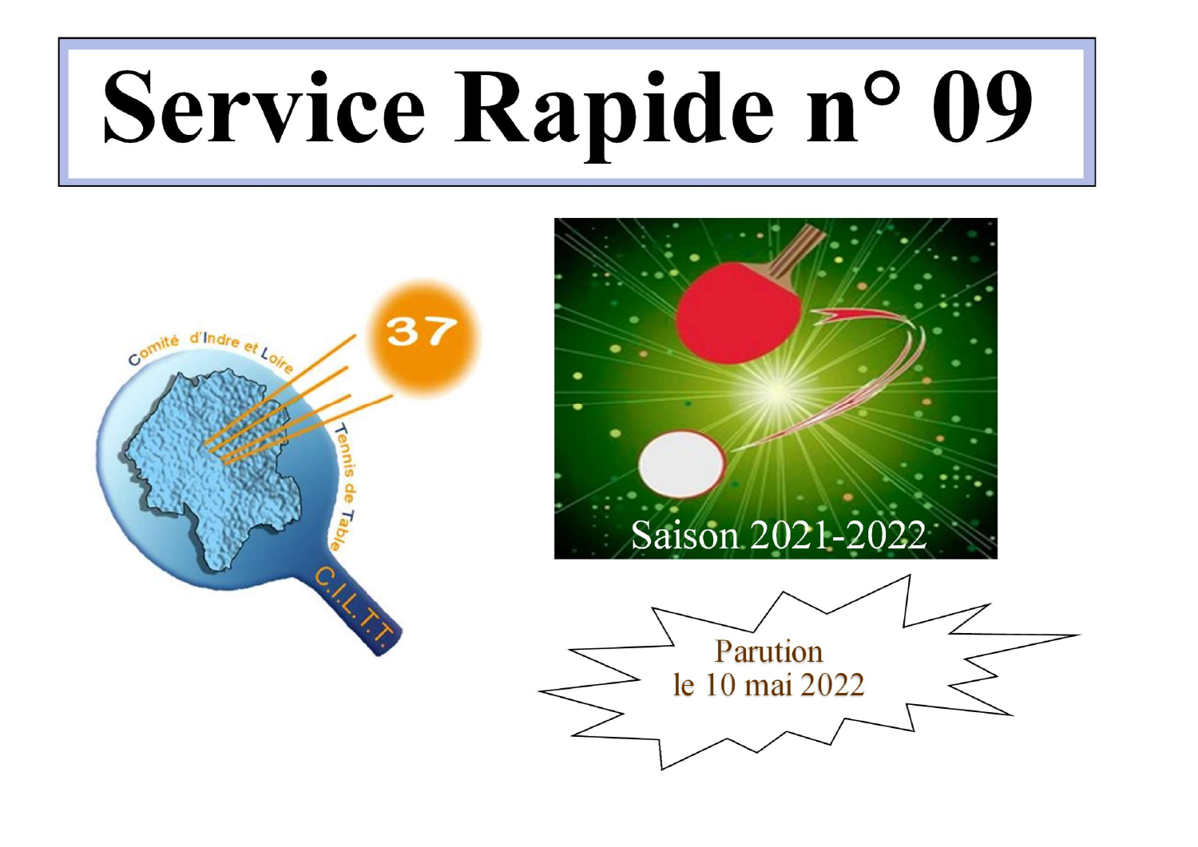# Service Rapide n° 09

Comité d'Indre et Loire Tennis de Table

C.I.L.T.T.

37

Saison 2021-2022

Parution
le 10 mai 2022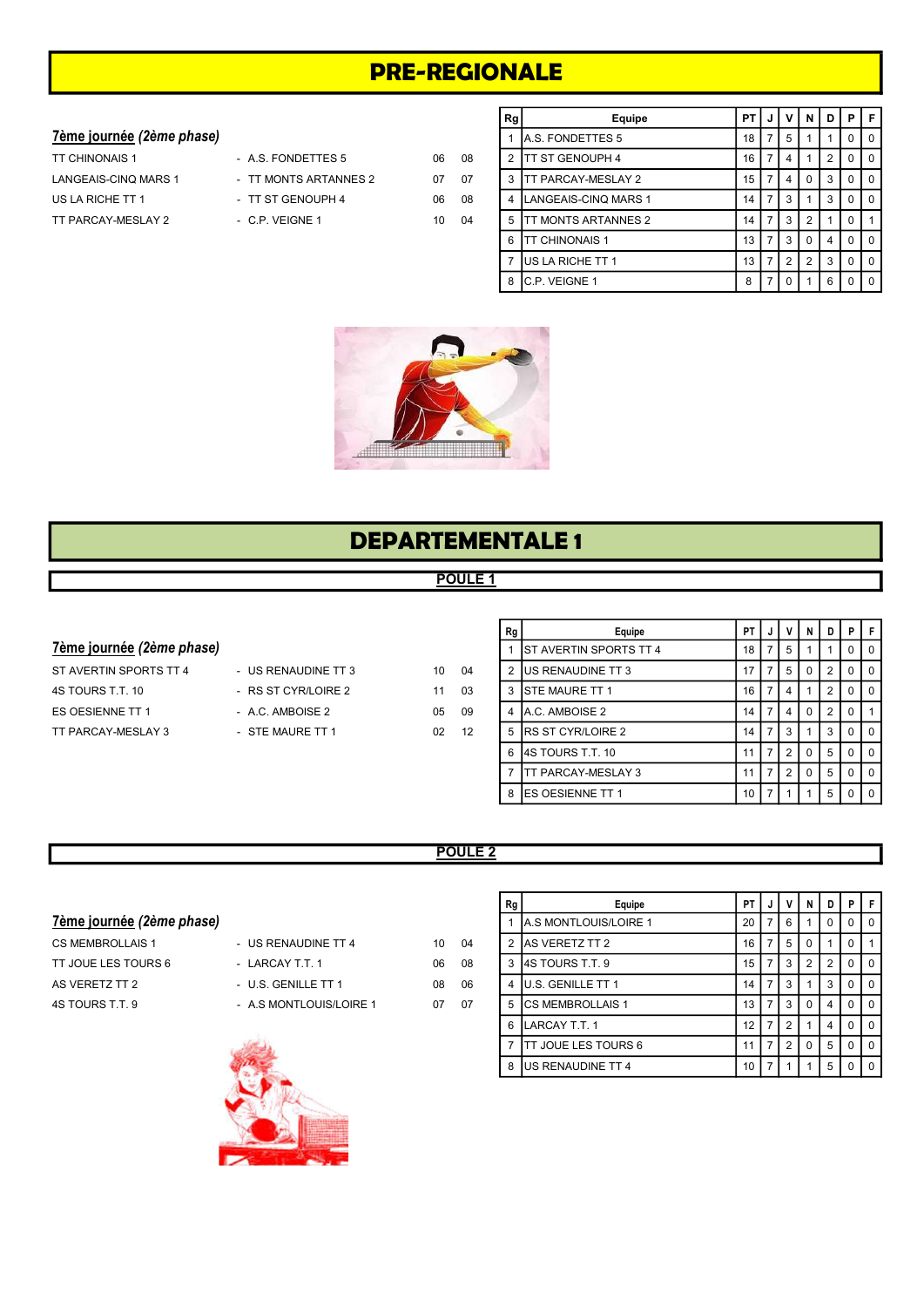# PRE-REGIONALE

### 7ème journée (2ème phase)

| | | | |
|---|---|---|---|
| TT CHINONAIS 1 | - A.S. FONDETTES 5 | 06 | 08 |
| LANGEAIS-CINQ MARS 1 | - TT MONTS ARTANNES 2 | 07 | 07 |
| US LA RICHE TT 1 | - TT ST GENOUPH 4 | 06 | 08 |
| TT PARCAY-MESLAY 2 | - C.P. VEIGNE 1 | 10 | 04 |

| Rg | Equipe | PT | J | V | N | D | P | F |
|---|---|---|---|---|---|---|---|---|
| 1 | A.S. FONDETTES 5 | 18 | 7 | 5 | 1 | 1 | 0 | 0 |
| 2 | TT ST GENOUPH 4 | 16 | 7 | 4 | 1 | 2 | 0 | 0 |
| 3 | TT PARCAY-MESLAY 2 | 15 | 7 | 4 | 0 | 3 | 0 | 0 |
| 4 | LANGEAIS-CINQ MARS 1 | 14 | 7 | 3 | 1 | 3 | 0 | 0 |
| 5 | TT MONTS ARTANNES 2 | 14 | 7 | 3 | 2 | 1 | 0 | 1 |
| 6 | TT CHINONAIS 1 | 13 | 7 | 3 | 0 | 4 | 0 | 0 |
| 7 | US LA RICHE TT 1 | 13 | 7 | 2 | 2 | 3 | 0 | 0 |
| 8 | C.P. VEIGNE 1 | 8 | 7 | 0 | 1 | 6 | 0 | 0 |

# DEPARTEMENTALE 1

## POULE 1

### 7ème journée (2ème phase)

| | | | |
|---|---|---|---|
| ST AVERTIN SPORTS TT 4 | - US RENAUDINE TT 3 | 10 | 04 |
| 4S TOURS T.T. 10 | - RS ST CYR/LOIRE 2 | 11 | 03 |
| ES OESIENNE TT 1 | - A.C. AMBOISE 2 | 05 | 09 |
| TT PARCAY-MESLAY 3 | - STE MAURE TT 1 | 02 | 12 |

| Rg | Equipe | PT | J | V | N | D | P | F |
|---|---|---|---|---|---|---|---|---|
| 1 | ST AVERTIN SPORTS TT 4 | 18 | 7 | 5 | 1 | 1 | 0 | 0 |
| 2 | US RENAUDINE TT 3 | 17 | 7 | 5 | 0 | 2 | 0 | 0 |
| 3 | STE MAURE TT 1 | 16 | 7 | 4 | 1 | 2 | 0 | 0 |
| 4 | A.C. AMBOISE 2 | 14 | 7 | 4 | 0 | 2 | 0 | 1 |
| 5 | RS ST CYR/LOIRE 2 | 14 | 7 | 3 | 1 | 3 | 0 | 0 |
| 6 | 4S TOURS T.T. 10 | 11 | 7 | 2 | 0 | 5 | 0 | 0 |
| 7 | TT PARCAY-MESLAY 3 | 11 | 7 | 2 | 0 | 5 | 0 | 0 |
| 8 | ES OESIENNE TT 1 | 10 | 7 | 1 | 1 | 5 | 0 | 0 |

## POULE 2

### 7ème journée (2ème phase)

| | | | |
|---|---|---|---|
| CS MEMBROLLAIS 1 | - US RENAUDINE TT 4 | 10 | 04 |
| TT JOUE LES TOURS 6 | - LARCAY T.T. 1 | 06 | 08 |
| AS VERETZ TT 2 | - U.S. GENILLE TT 1 | 08 | 06 |
| 4S TOURS T.T. 9 | - A.S MONTLOUIS/LOIRE 1 | 07 | 07 |

| Rg | Equipe | PT | J | V | N | D | P | F |
|---|---|---|---|---|---|---|---|---|
| 1 | A.S MONTLOUIS/LOIRE 1 | 20 | 7 | 6 | 1 | 0 | 0 | 0 |
| 2 | AS VERETZ TT 2 | 16 | 7 | 5 | 0 | 1 | 0 | 1 |
| 3 | 4S TOURS T.T. 9 | 15 | 7 | 3 | 2 | 2 | 0 | 0 |
| 4 | U.S. GENILLE TT 1 | 14 | 7 | 3 | 1 | 3 | 0 | 0 |
| 5 | CS MEMBROLLAIS 1 | 13 | 7 | 3 | 0 | 4 | 0 | 0 |
| 6 | LARCAY T.T. 1 | 12 | 7 | 2 | 1 | 4 | 0 | 0 |
| 7 | TT JOUE LES TOURS 6 | 11 | 7 | 2 | 0 | 5 | 0 | 0 |
| 8 | US RENAUDINE TT 4 | 10 | 7 | 1 | 1 | 5 | 0 | 0 |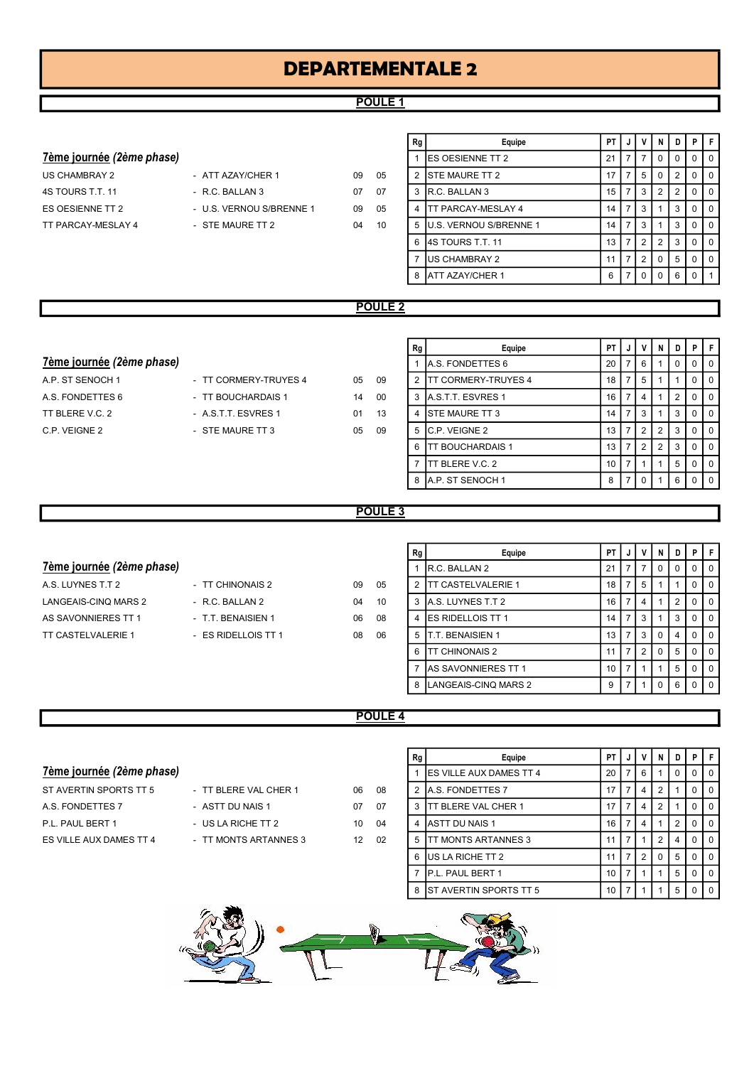# DEPARTEMENTALE 2

## POULE 1

### 7ème journée (2ème phase)

| | | | |
|---|---|---|---|
| US CHAMBRAY 2 | - ATT AZAY/CHER 1 | 09 | 05 |
| 4S TOURS T.T. 11 | - R.C. BALLAN 3 | 07 | 07 |
| ES OESIENNE TT 2 | - U.S. VERNOU S/BRENNE 1 | 09 | 05 |
| TT PARCAY-MESLAY 4 | - STE MAURE TT 2 | 04 | 10 |

| Rg | Equipe | PT | J | V | N | D | P | F |
|---|---|---|---|---|---|---|---|---|
| 1 | ES OESIENNE TT 2 | 21 | 7 | 7 | 0 | 0 | 0 | 0 |
| 2 | STE MAURE TT 2 | 17 | 7 | 5 | 0 | 2 | 0 | 0 |
| 3 | R.C. BALLAN 3 | 15 | 7 | 3 | 2 | 2 | 0 | 0 |
| 4 | TT PARCAY-MESLAY 4 | 14 | 7 | 3 | 1 | 3 | 0 | 0 |
| 5 | U.S. VERNOU S/BRENNE 1 | 14 | 7 | 3 | 1 | 3 | 0 | 0 |
| 6 | 4S TOURS T.T. 11 | 13 | 7 | 2 | 2 | 3 | 0 | 0 |
| 7 | US CHAMBRAY 2 | 11 | 7 | 2 | 0 | 5 | 0 | 0 |
| 8 | ATT AZAY/CHER 1 | 6 | 7 | 0 | 0 | 6 | 0 | 1 |

## POULE 2

### 7ème journée (2ème phase)

| | | | |
|---|---|---|---|
| A.P. ST SENOCH 1 | - TT CORMERY-TRUYES 4 | 05 | 09 |
| A.S. FONDETTES 6 | - TT BOUCHARDAIS 1 | 14 | 00 |
| TT BLERE V.C. 2 | - A.S.T.T. ESVRES 1 | 01 | 13 |
| C.P. VEIGNE 2 | - STE MAURE TT 3 | 05 | 09 |

| Rg | Equipe | PT | J | V | N | D | P | F |
|---|---|---|---|---|---|---|---|---|
| 1 | A.S. FONDETTES 6 | 20 | 7 | 6 | 1 | 0 | 0 | 0 |
| 2 | TT CORMERY-TRUYES 4 | 18 | 7 | 5 | 1 | 1 | 0 | 0 |
| 3 | A.S.T.T. ESVRES 1 | 16 | 7 | 4 | 1 | 2 | 0 | 0 |
| 4 | STE MAURE TT 3 | 14 | 7 | 3 | 1 | 3 | 0 | 0 |
| 5 | C.P. VEIGNE 2 | 13 | 7 | 2 | 2 | 3 | 0 | 0 |
| 6 | TT BOUCHARDAIS 1 | 13 | 7 | 2 | 2 | 3 | 0 | 0 |
| 7 | TT BLERE V.C. 2 | 10 | 7 | 1 | 1 | 5 | 0 | 0 |
| 8 | A.P. ST SENOCH 1 | 8 | 7 | 0 | 1 | 6 | 0 | 0 |

## POULE 3

### 7ème journée (2ème phase)

| | | | |
|---|---|---|---|
| A.S. LUYNES T.T 2 | - TT CHINONAIS 2 | 09 | 05 |
| LANGEAIS-CINQ MARS 2 | - R.C. BALLAN 2 | 04 | 10 |
| AS SAVONNIERES TT 1 | - T.T. BENAISIEN 1 | 06 | 08 |
| TT CASTELVALERIE 1 | - ES RIDELLOIS TT 1 | 08 | 06 |

| Rg | Equipe | PT | J | V | N | D | P | F |
|---|---|---|---|---|---|---|---|---|
| 1 | R.C. BALLAN 2 | 21 | 7 | 7 | 0 | 0 | 0 | 0 |
| 2 | TT CASTELVALERIE 1 | 18 | 7 | 5 | 1 | 1 | 0 | 0 |
| 3 | A.S. LUYNES T.T 2 | 16 | 7 | 4 | 1 | 2 | 0 | 0 |
| 4 | ES RIDELLOIS TT 1 | 14 | 7 | 3 | 1 | 3 | 0 | 0 |
| 5 | T.T. BENAISIEN 1 | 13 | 7 | 3 | 0 | 4 | 0 | 0 |
| 6 | TT CHINONAIS 2 | 11 | 7 | 2 | 0 | 5 | 0 | 0 |
| 7 | AS SAVONNIERES TT 1 | 10 | 7 | 1 | 1 | 5 | 0 | 0 |
| 8 | LANGEAIS-CINQ MARS 2 | 9 | 7 | 1 | 0 | 6 | 0 | 0 |

## POULE 4

### 7ème journée (2ème phase)

| | | | |
|---|---|---|---|
| ST AVERTIN SPORTS TT 5 | - TT BLERE VAL CHER 1 | 06 | 08 |
| A.S. FONDETTES 7 | - ASTT DU NAIS 1 | 07 | 07 |
| P.L. PAUL BERT 1 | - US LA RICHE TT 2 | 10 | 04 |
| ES VILLE AUX DAMES TT 4 | - TT MONTS ARTANNES 3 | 12 | 02 |

| Rg | Equipe | PT | J | V | N | D | P | F |
|---|---|---|---|---|---|---|---|---|
| 1 | ES VILLE AUX DAMES TT 4 | 20 | 7 | 6 | 1 | 0 | 0 | 0 |
| 2 | A.S. FONDETTES 7 | 17 | 7 | 4 | 2 | 1 | 0 | 0 |
| 3 | TT BLERE VAL CHER 1 | 17 | 7 | 4 | 2 | 1 | 0 | 0 |
| 4 | ASTT DU NAIS 1 | 16 | 7 | 4 | 1 | 2 | 0 | 0 |
| 5 | TT MONTS ARTANNES 3 | 11 | 7 | 1 | 2 | 4 | 0 | 0 |
| 6 | US LA RICHE TT 2 | 11 | 7 | 2 | 0 | 5 | 0 | 0 |
| 7 | P.L. PAUL BERT 1 | 10 | 7 | 1 | 1 | 5 | 0 | 0 |
| 8 | ST AVERTIN SPORTS TT 5 | 10 | 7 | 1 | 1 | 5 | 0 | 0 |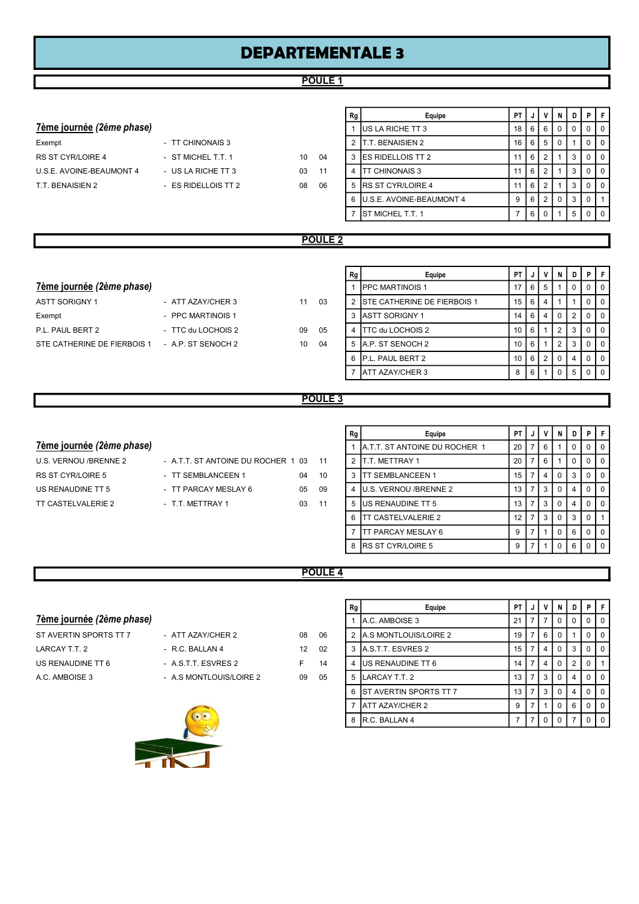# DEPARTEMENTALE 3

## POULE 1

**7ème journée** *(2ème phase)*

| | | | |
|---|---|---|---|
| Exempt | - TT CHINONAIS 3 | | |
| RS ST CYR/LOIRE 4 | - ST MICHEL T.T. 1 | 10 | 04 |
| U.S.E. AVOINE-BEAUMONT 4 | - US LA RICHE TT 3 | 03 | 11 |
| T.T. BENAISIEN 2 | - ES RIDELLOIS TT 2 | 08 | 06 |

| Rg | Equipe | PT | J | V | N | D | P | F |
|---|---|---|---|---|---|---|---|---|
| 1 | US LA RICHE TT 3 | 18 | 6 | 6 | 0 | 0 | 0 | 0 |
| 2 | T.T. BENAISIEN 2 | 16 | 6 | 5 | 0 | 1 | 0 | 0 |
| 3 | ES RIDELLOIS TT 2 | 11 | 6 | 2 | 1 | 3 | 0 | 0 |
| 4 | TT CHINONAIS 3 | 11 | 6 | 2 | 1 | 3 | 0 | 0 |
| 5 | RS ST CYR/LOIRE 4 | 11 | 6 | 2 | 1 | 3 | 0 | 0 |
| 6 | U.S.E. AVOINE-BEAUMONT 4 | 9 | 6 | 2 | 0 | 3 | 0 | 1 |
| 7 | ST MICHEL T.T. 1 | 7 | 6 | 0 | 1 | 5 | 0 | 0 |

## POULE 2

**7ème journée** *(2ème phase)*

| | | | |
|---|---|---|---|
| ASTT SORIGNY 1 | - ATT AZAY/CHER 3 | 11 | 03 |
| Exempt | - PPC MARTINOIS 1 | | |
| P.L. PAUL BERT 2 | - TTC du LOCHOIS 2 | 09 | 05 |
| STE CATHERINE DE FIERBOIS 1 | - A.P. ST SENOCH 2 | 10 | 04 |

| Rg | Equipe | PT | J | V | N | D | P | F |
|---|---|---|---|---|---|---|---|---|
| 1 | PPC MARTINOIS 1 | 17 | 6 | 5 | 1 | 0 | 0 | 0 |
| 2 | STE CATHERINE DE FIERBOIS 1 | 15 | 6 | 4 | 1 | 1 | 0 | 0 |
| 3 | ASTT SORIGNY 1 | 14 | 6 | 4 | 0 | 2 | 0 | 0 |
| 4 | TTC du LOCHOIS 2 | 10 | 6 | 1 | 2 | 3 | 0 | 0 |
| 5 | A.P. ST SENOCH 2 | 10 | 6 | 1 | 2 | 3 | 0 | 0 |
| 6 | P.L. PAUL BERT 2 | 10 | 6 | 2 | 0 | 4 | 0 | 0 |
| 7 | ATT AZAY/CHER 3 | 8 | 6 | 1 | 0 | 5 | 0 | 0 |

## POULE 3

**7ème journée** *(2ème phase)*

| | | | |
|---|---|---|---|
| U.S. VERNOU /BRENNE 2 | - A.T.T. ST ANTOINE DU ROCHER 1 | 03 | 11 |
| RS ST CYR/LOIRE 5 | - TT SEMBLANCEEN 1 | 04 | 10 |
| US RENAUDINE TT 5 | - TT PARCAY MESLAY 6 | 05 | 09 |
| TT CASTELVALERIE 2 | - T.T. METTRAY 1 | 03 | 11 |

| Rg | Equipe | PT | J | V | N | D | P | F |
|---|---|---|---|---|---|---|---|---|
| 1 | A.T.T. ST ANTOINE DU ROCHER 1 | 20 | 7 | 6 | 1 | 0 | 0 | 0 |
| 2 | T.T. METTRAY 1 | 20 | 7 | 6 | 1 | 0 | 0 | 0 |
| 3 | TT SEMBLANCEEN 1 | 15 | 7 | 4 | 0 | 3 | 0 | 0 |
| 4 | U.S. VERNOU /BRENNE 2 | 13 | 7 | 3 | 0 | 4 | 0 | 0 |
| 5 | US RENAUDINE TT 5 | 13 | 7 | 3 | 0 | 4 | 0 | 0 |
| 6 | TT CASTELVALERIE 2 | 12 | 7 | 3 | 0 | 3 | 0 | 1 |
| 7 | TT PARCAY MESLAY 6 | 9 | 7 | 1 | 0 | 6 | 0 | 0 |
| 8 | RS ST CYR/LOIRE 5 | 9 | 7 | 1 | 0 | 6 | 0 | 0 |

## POULE 4

**7ème journée** *(2ème phase)*

| | | | |
|---|---|---|---|
| ST AVERTIN SPORTS TT 7 | - ATT AZAY/CHER 2 | 08 | 06 |
| LARCAY T.T. 2 | - R.C. BALLAN 4 | 12 | 02 |
| US RENAUDINE TT 6 | - A.S.T.T. ESVRES 2 | F | 14 |
| A.C. AMBOISE 3 | - A.S MONTLOUIS/LOIRE 2 | 09 | 05 |

| Rg | Equipe | PT | J | V | N | D | P | F |
|---|---|---|---|---|---|---|---|---|
| 1 | A.C. AMBOISE 3 | 21 | 7 | 7 | 0 | 0 | 0 | 0 |
| 2 | A.S MONTLOUIS/LOIRE 2 | 19 | 7 | 6 | 0 | 1 | 0 | 0 |
| 3 | A.S.T.T. ESVRES 2 | 15 | 7 | 4 | 0 | 3 | 0 | 0 |
| 4 | US RENAUDINE TT 6 | 14 | 7 | 4 | 0 | 2 | 0 | 1 |
| 5 | LARCAY T.T. 2 | 13 | 7 | 3 | 0 | 4 | 0 | 0 |
| 6 | ST AVERTIN SPORTS TT 7 | 13 | 7 | 3 | 0 | 4 | 0 | 0 |
| 7 | ATT AZAY/CHER 2 | 9 | 7 | 1 | 0 | 6 | 0 | 0 |
| 8 | R.C. BALLAN 4 | 7 | 7 | 0 | 0 | 7 | 0 | 0 |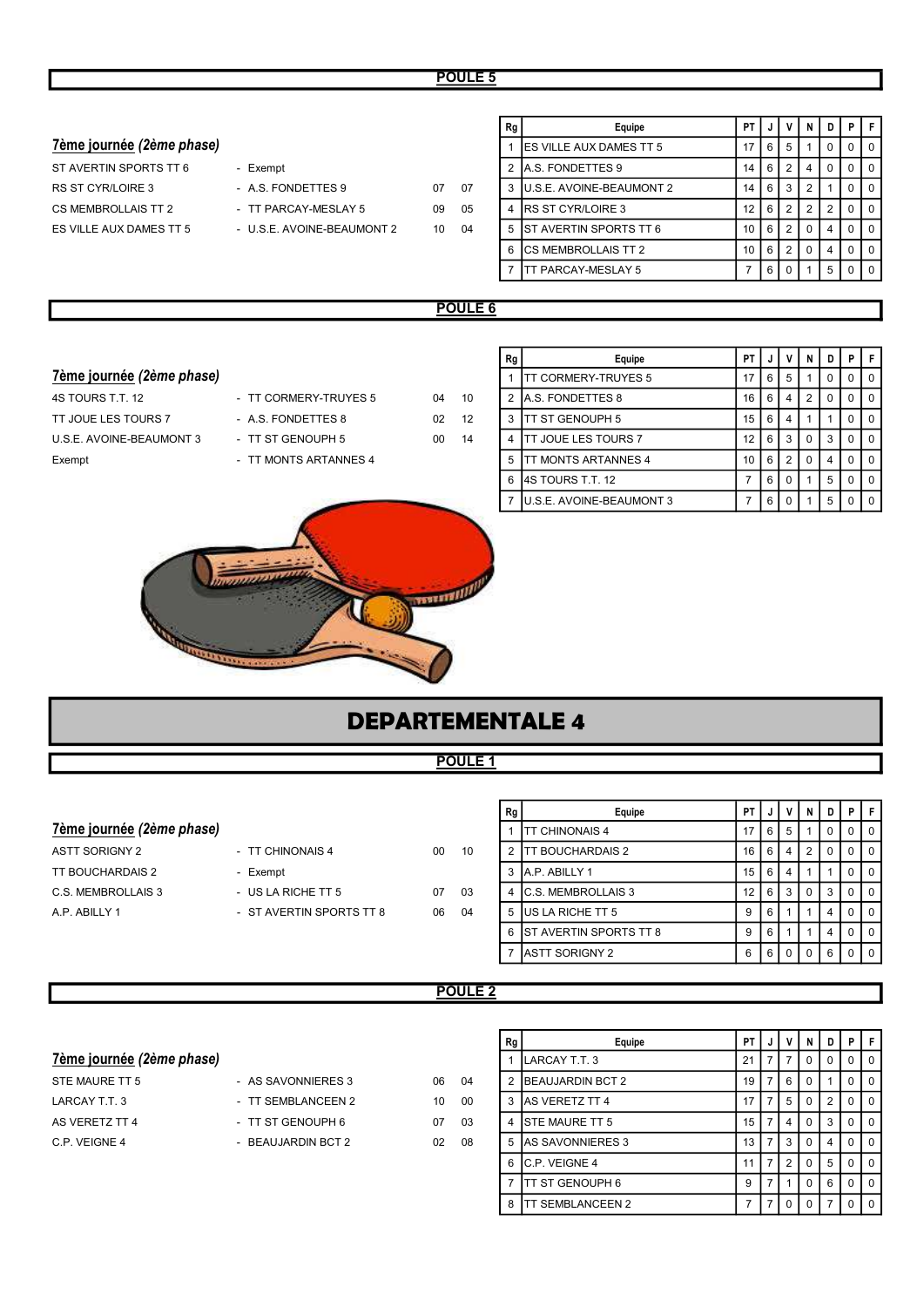## POULE 5

### 7ème journée *(2ème phase)*

| | | | |
|---|---|---|---|
| ST AVERTIN SPORTS TT 6 | - Exempt | | |
| RS ST CYR/LOIRE 3 | - A.S. FONDETTES 9 | 07 | 07 |
| CS MEMBROLLAIS TT 2 | - TT PARCAY-MESLAY 5 | 09 | 05 |
| ES VILLE AUX DAMES TT 5 | - U.S.E. AVOINE-BEAUMONT 2 | 10 | 04 |

| Rg | Equipe | PT | J | V | N | D | P | F |
|---|---|---|---|---|---|---|---|---|
| 1 | ES VILLE AUX DAMES TT 5 | 17 | 6 | 5 | 1 | 0 | 0 | 0 |
| 2 | A.S. FONDETTES 9 | 14 | 6 | 2 | 4 | 0 | 0 | 0 |
| 3 | U.S.E. AVOINE-BEAUMONT 2 | 14 | 6 | 3 | 2 | 1 | 0 | 0 |
| 4 | RS ST CYR/LOIRE 3 | 12 | 6 | 2 | 2 | 2 | 0 | 0 |
| 5 | ST AVERTIN SPORTS TT 6 | 10 | 6 | 2 | 0 | 4 | 0 | 0 |
| 6 | CS MEMBROLLAIS TT 2 | 10 | 6 | 2 | 0 | 4 | 0 | 0 |
| 7 | TT PARCAY-MESLAY 5 | 7 | 6 | 0 | 1 | 5 | 0 | 0 |

## POULE 6

### 7ème journée *(2ème phase)*

| | | | |
|---|---|---|---|
| 4S TOURS T.T. 12 | - TT CORMERY-TRUYES 5 | 04 | 10 |
| TT JOUE LES TOURS 7 | - A.S. FONDETTES 8 | 02 | 12 |
| U.S.E. AVOINE-BEAUMONT 3 | - TT ST GENOUPH 5 | 00 | 14 |
| Exempt | - TT MONTS ARTANNES 4 | | |

| Rg | Equipe | PT | J | V | N | D | P | F |
|---|---|---|---|---|---|---|---|---|
| 1 | TT CORMERY-TRUYES 5 | 17 | 6 | 5 | 1 | 0 | 0 | 0 |
| 2 | A.S. FONDETTES 8 | 16 | 6 | 4 | 2 | 0 | 0 | 0 |
| 3 | TT ST GENOUPH 5 | 15 | 6 | 4 | 1 | 1 | 0 | 0 |
| 4 | TT JOUE LES TOURS 7 | 12 | 6 | 3 | 0 | 3 | 0 | 0 |
| 5 | TT MONTS ARTANNES 4 | 10 | 6 | 2 | 0 | 4 | 0 | 0 |
| 6 | 4S TOURS T.T. 12 | 7 | 6 | 0 | 1 | 5 | 0 | 0 |
| 7 | U.S.E. AVOINE-BEAUMONT 3 | 7 | 6 | 0 | 1 | 5 | 0 | 0 |

# DEPARTEMENTALE 4

## POULE 1

### 7ème journée *(2ème phase)*

| | | | |
|---|---|---|---|
| ASTT SORIGNY 2 | - TT CHINONAIS 4 | 00 | 10 |
| TT BOUCHARDAIS 2 | - Exempt | | |
| C.S. MEMBROLLAIS 3 | - US LA RICHE TT 5 | 07 | 03 |
| A.P. ABILLY 1 | - ST AVERTIN SPORTS TT 8 | 06 | 04 |

| Rg | Equipe | PT | J | V | N | D | P | F |
|---|---|---|---|---|---|---|---|---|
| 1 | TT CHINONAIS 4 | 17 | 6 | 5 | 1 | 0 | 0 | 0 |
| 2 | TT BOUCHARDAIS 2 | 16 | 6 | 4 | 2 | 0 | 0 | 0 |
| 3 | A.P. ABILLY 1 | 15 | 6 | 4 | 1 | 1 | 0 | 0 |
| 4 | C.S. MEMBROLLAIS 3 | 12 | 6 | 3 | 0 | 3 | 0 | 0 |
| 5 | US LA RICHE TT 5 | 9 | 6 | 1 | 1 | 4 | 0 | 0 |
| 6 | ST AVERTIN SPORTS TT 8 | 9 | 6 | 1 | 1 | 4 | 0 | 0 |
| 7 | ASTT SORIGNY 2 | 6 | 6 | 0 | 0 | 6 | 0 | 0 |

## POULE 2

### 7ème journée *(2ème phase)*

| | | | |
|---|---|---|---|
| STE MAURE TT 5 | - AS SAVONNIERES 3 | 06 | 04 |
| LARCAY T.T. 3 | - TT SEMBLANCEEN 2 | 10 | 00 |
| AS VERETZ TT 4 | - TT ST GENOUPH 6 | 07 | 03 |
| C.P. VEIGNE 4 | - BEAUJARDIN BCT 2 | 02 | 08 |

| Rg | Equipe | PT | J | V | N | D | P | F |
|---|---|---|---|---|---|---|---|---|
| 1 | LARCAY T.T. 3 | 21 | 7 | 7 | 0 | 0 | 0 | 0 |
| 2 | BEAUJARDIN BCT 2 | 19 | 7 | 6 | 0 | 1 | 0 | 0 |
| 3 | AS VERETZ TT 4 | 17 | 7 | 5 | 0 | 2 | 0 | 0 |
| 4 | STE MAURE TT 5 | 15 | 7 | 4 | 0 | 3 | 0 | 0 |
| 5 | AS SAVONNIERES 3 | 13 | 7 | 3 | 0 | 4 | 0 | 0 |
| 6 | C.P. VEIGNE 4 | 11 | 7 | 2 | 0 | 5 | 0 | 0 |
| 7 | TT ST GENOUPH 6 | 9 | 7 | 1 | 0 | 6 | 0 | 0 |
| 8 | TT SEMBLANCEEN 2 | 7 | 7 | 0 | 0 | 7 | 0 | 0 |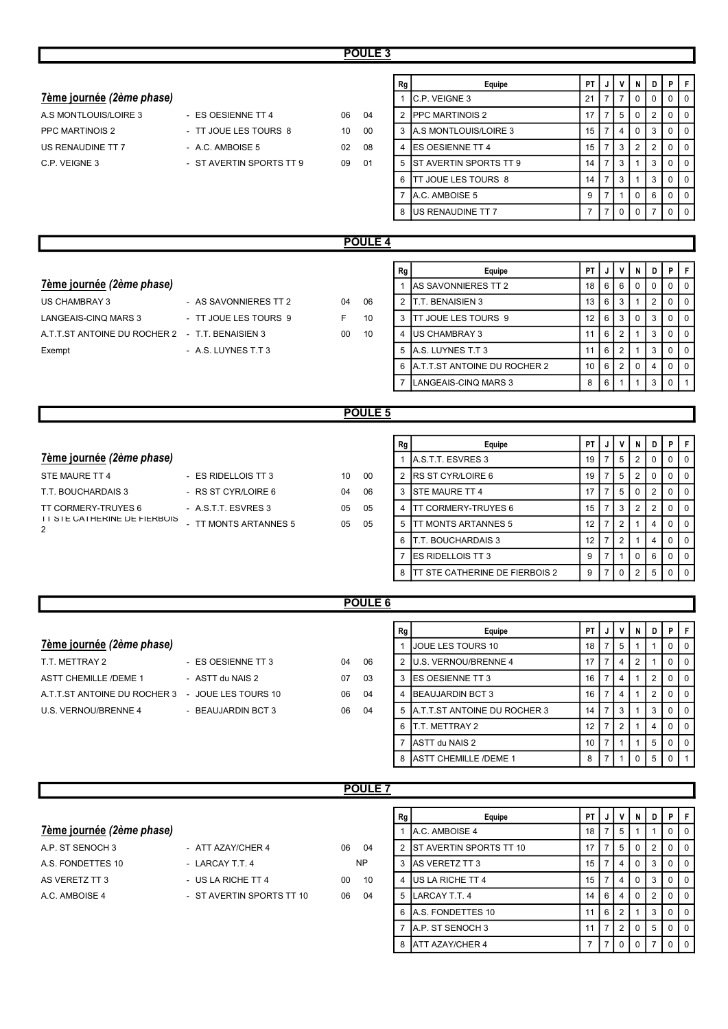## POULE 3

### 7ème journée *(2ème phase)*

| | | | |
|---|---|---|---|
| A.S MONTLOUIS/LOIRE 3 | - ES OESIENNE TT 4 | 06 | 04 |
| PPC MARTINOIS 2 | - TT JOUE LES TOURS 8 | 10 | 00 |
| US RENAUDINE TT 7 | - A.C. AMBOISE 5 | 02 | 08 |
| C.P. VEIGNE 3 | - ST AVERTIN SPORTS TT 9 | 09 | 01 |

| Rg | Equipe | PT | J | V | N | D | P | F |
|---|---|---|---|---|---|---|---|---|
| 1 | C.P. VEIGNE 3 | 21 | 7 | 7 | 0 | 0 | 0 | 0 |
| 2 | PPC MARTINOIS 2 | 17 | 7 | 5 | 0 | 2 | 0 | 0 |
| 3 | A.S MONTLOUIS/LOIRE 3 | 15 | 7 | 4 | 0 | 3 | 0 | 0 |
| 4 | ES OESIENNE TT 4 | 15 | 7 | 3 | 2 | 2 | 0 | 0 |
| 5 | ST AVERTIN SPORTS TT 9 | 14 | 7 | 3 | 1 | 3 | 0 | 0 |
| 6 | TT JOUE LES TOURS 8 | 14 | 7 | 3 | 1 | 3 | 0 | 0 |
| 7 | A.C. AMBOISE 5 | 9 | 7 | 1 | 0 | 6 | 0 | 0 |
| 8 | US RENAUDINE TT 7 | 7 | 7 | 0 | 0 | 7 | 0 | 0 |

## POULE 4

### 7ème journée *(2ème phase)*

| | | | |
|---|---|---|---|
| US CHAMBRAY 3 | - AS SAVONNIERES TT 2 | 04 | 06 |
| LANGEAIS-CINQ MARS 3 | - TT JOUE LES TOURS 9 | F | 10 |
| A.T.T.ST ANTOINE DU ROCHER 2 | - T.T. BENAISIEN 3 | 00 | 10 |
| Exempt | - A.S. LUYNES T.T 3 | | |

| Rg | Equipe | PT | J | V | N | D | P | F |
|---|---|---|---|---|---|---|---|---|
| 1 | AS SAVONNIERES TT 2 | 18 | 6 | 6 | 0 | 0 | 0 | 0 |
| 2 | T.T. BENAISIEN 3 | 13 | 6 | 3 | 1 | 2 | 0 | 0 |
| 3 | TT JOUE LES TOURS 9 | 12 | 6 | 3 | 0 | 3 | 0 | 0 |
| 4 | US CHAMBRAY 3 | 11 | 6 | 2 | 1 | 3 | 0 | 0 |
| 5 | A.S. LUYNES T.T 3 | 11 | 6 | 2 | 1 | 3 | 0 | 0 |
| 6 | A.T.T.ST ANTOINE DU ROCHER 2 | 10 | 6 | 2 | 0 | 4 | 0 | 0 |
| 7 | LANGEAIS-CINQ MARS 3 | 8 | 6 | 1 | 1 | 3 | 0 | 1 |

## POULE 5

### 7ème journée *(2ème phase)*

| | | | |
|---|---|---|---|
| STE MAURE TT 4 | - ES RIDELLOIS TT 3 | 10 | 00 |
| T.T. BOUCHARDAIS 3 | - RS ST CYR/LOIRE 6 | 04 | 06 |
| TT CORMERY-TRUYES 6 | - A.S.T.T. ESVRES 3 | 05 | 05 |
| TT STE CATHERINE DE FIERBOIS 2 | - TT MONTS ARTANNES 5 | 05 | 05 |

| Rg | Equipe | PT | J | V | N | D | P | F |
|---|---|---|---|---|---|---|---|---|
| 1 | A.S.T.T. ESVRES 3 | 19 | 7 | 5 | 2 | 0 | 0 | 0 |
| 2 | RS ST CYR/LOIRE 6 | 19 | 7 | 5 | 2 | 0 | 0 | 0 |
| 3 | STE MAURE TT 4 | 17 | 7 | 5 | 0 | 2 | 0 | 0 |
| 4 | TT CORMERY-TRUYES 6 | 15 | 7 | 3 | 2 | 2 | 0 | 0 |
| 5 | TT MONTS ARTANNES 5 | 12 | 7 | 2 | 1 | 4 | 0 | 0 |
| 6 | T.T. BOUCHARDAIS 3 | 12 | 7 | 2 | 1 | 4 | 0 | 0 |
| 7 | ES RIDELLOIS TT 3 | 9 | 7 | 1 | 0 | 6 | 0 | 0 |
| 8 | TT STE CATHERINE DE FIERBOIS 2 | 9 | 7 | 0 | 2 | 5 | 0 | 0 |

## POULE 6

### 7ème journée *(2ème phase)*

| | | | |
|---|---|---|---|
| T.T. METTRAY 2 | - ES OESIENNE TT 3 | 04 | 06 |
| ASTT CHEMILLE /DEME 1 | - ASTT du NAIS 2 | 07 | 03 |
| A.T.T.ST ANTOINE DU ROCHER 3 | - JOUE LES TOURS 10 | 06 | 04 |
| U.S. VERNOU/BRENNE 4 | - BEAUJARDIN BCT 3 | 06 | 04 |

| Rg | Equipe | PT | J | V | N | D | P | F |
|---|---|---|---|---|---|---|---|---|
| 1 | JOUE LES TOURS 10 | 18 | 7 | 5 | 1 | 1 | 0 | 0 |
| 2 | U.S. VERNOU/BRENNE 4 | 17 | 7 | 4 | 2 | 1 | 0 | 0 |
| 3 | ES OESIENNE TT 3 | 16 | 7 | 4 | 1 | 2 | 0 | 0 |
| 4 | BEAUJARDIN BCT 3 | 16 | 7 | 4 | 1 | 2 | 0 | 0 |
| 5 | A.T.T.ST ANTOINE DU ROCHER 3 | 14 | 7 | 3 | 1 | 3 | 0 | 0 |
| 6 | T.T. METTRAY 2 | 12 | 7 | 2 | 1 | 4 | 0 | 0 |
| 7 | ASTT du NAIS 2 | 10 | 7 | 1 | 1 | 5 | 0 | 0 |
| 8 | ASTT CHEMILLE /DEME 1 | 8 | 7 | 1 | 0 | 5 | 0 | 1 |

## POULE 7

### 7ème journée *(2ème phase)*

| | | | |
|---|---|---|---|
| A.P. ST SENOCH 3 | - ATT AZAY/CHER 4 | 06 | 04 |
| A.S. FONDETTES 10 | - LARCAY T.T. 4 | NP | |
| AS VERETZ TT 3 | - US LA RICHE TT 4 | 00 | 10 |
| A.C. AMBOISE 4 | - ST AVERTIN SPORTS TT 10 | 06 | 04 |

| Rg | Equipe | PT | J | V | N | D | P | F |
|---|---|---|---|---|---|---|---|---|
| 1 | A.C. AMBOISE 4 | 18 | 7 | 5 | 1 | 1 | 0 | 0 |
| 2 | ST AVERTIN SPORTS TT 10 | 17 | 7 | 5 | 0 | 2 | 0 | 0 |
| 3 | AS VERETZ TT 3 | 15 | 7 | 4 | 0 | 3 | 0 | 0 |
| 4 | US LA RICHE TT 4 | 15 | 7 | 4 | 0 | 3 | 0 | 0 |
| 5 | LARCAY T.T. 4 | 14 | 6 | 4 | 0 | 2 | 0 | 0 |
| 6 | A.S. FONDETTES 10 | 11 | 6 | 2 | 1 | 3 | 0 | 0 |
| 7 | A.P. ST SENOCH 3 | 11 | 7 | 2 | 0 | 5 | 0 | 0 |
| 8 | ATT AZAY/CHER 4 | 7 | 7 | 0 | 0 | 7 | 0 | 0 |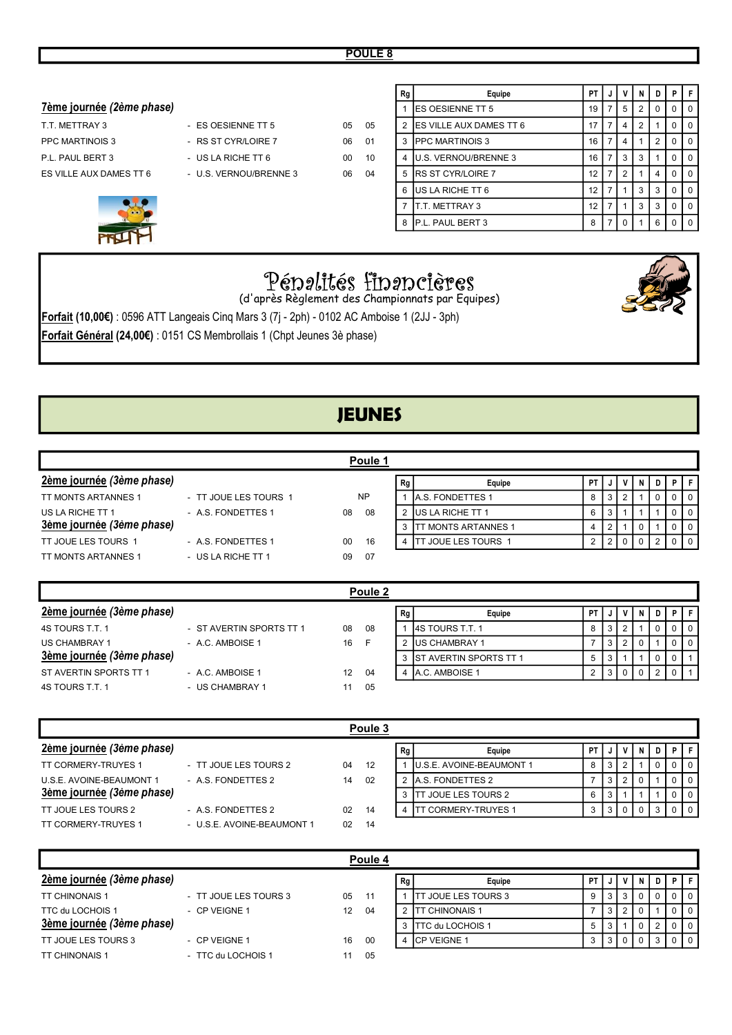## POULE 8

**7ème journée** *(2ème phase)*

| | | | |
|---|---|---|---|
| T.T. METTRAY 3 | - ES OESIENNE TT 5 | 05 | 05 |
| PPC MARTINOIS 3 | - RS ST CYR/LOIRE 7 | 06 | 01 |
| P.L. PAUL BERT 3 | - US LA RICHE TT 6 | 00 | 10 |
| ES VILLE AUX DAMES TT 6 | - U.S. VERNOU/BRENNE 3 | 06 | 04 |

| Rg | Equipe | PT | J | V | N | D | P | F |
|---|---|---|---|---|---|---|---|---|
| 1 | ES OESIENNE TT 5 | 19 | 7 | 5 | 2 | 0 | 0 | 0 |
| 2 | ES VILLE AUX DAMES TT 6 | 17 | 7 | 4 | 2 | 1 | 0 | 0 |
| 3 | PPC MARTINOIS 3 | 16 | 7 | 4 | 1 | 2 | 0 | 0 |
| 4 | U.S. VERNOU/BRENNE 3 | 16 | 7 | 3 | 3 | 1 | 0 | 0 |
| 5 | RS ST CYR/LOIRE 7 | 12 | 7 | 2 | 1 | 4 | 0 | 0 |
| 6 | US LA RICHE TT 6 | 12 | 7 | 1 | 3 | 3 | 0 | 0 |
| 7 | T.T. METTRAY 3 | 12 | 7 | 1 | 3 | 3 | 0 | 0 |
| 8 | P.L. PAUL BERT 3 | 8 | 7 | 0 | 1 | 6 | 0 | 0 |

## Pénalités financières

(d'après Règlement des Championnats par Equipes)

**Forfait (10,00€)** : 0596 ATT Langeais Cinq Mars 3 (7j - 2ph) - 0102 AC Amboise 1 (2JJ - 3ph)

**Forfait Général (24,00€)** : 0151 CS Membrollais 1 (Chpt Jeunes 3è phase)

# JEUNES

## Poule 1

**2ème journée** *(3ème phase)*

| | | | |
|---|---|---|---|
| TT MONTS ARTANNES 1 | - TT JOUE LES TOURS 1 | NP | |
| US LA RICHE TT 1 | - A.S. FONDETTES 1 | 08 | 08 |

**3ème journée** *(3ème phase)*

| | | | |
|---|---|---|---|
| TT JOUE LES TOURS 1 | - A.S. FONDETTES 1 | 00 | 16 |
| TT MONTS ARTANNES 1 | - US LA RICHE TT 1 | 09 | 07 |

| Rg | Equipe | PT | J | V | N | D | P | F |
|---|---|---|---|---|---|---|---|---|
| 1 | A.S. FONDETTES 1 | 8 | 3 | 2 | 1 | 0 | 0 | 0 |
| 2 | US LA RICHE TT 1 | 6 | 3 | 1 | 1 | 1 | 0 | 0 |
| 3 | TT MONTS ARTANNES 1 | 4 | 2 | 1 | 0 | 1 | 0 | 0 |
| 4 | TT JOUE LES TOURS 1 | 2 | 2 | 0 | 0 | 2 | 0 | 0 |

## Poule 2

**2ème journée** *(3ème phase)*

| | | | |
|---|---|---|---|
| 4S TOURS T.T. 1 | - ST AVERTIN SPORTS TT 1 | 08 | 08 |
| US CHAMBRAY 1 | - A.C. AMBOISE 1 | 16 | F |

**3ème journée** *(3ème phase)*

| | | | |
|---|---|---|---|
| ST AVERTIN SPORTS TT 1 | - A.C. AMBOISE 1 | 12 | 04 |
| 4S TOURS T.T. 1 | - US CHAMBRAY 1 | 11 | 05 |

| Rg | Equipe | PT | J | V | N | D | P | F |
|---|---|---|---|---|---|---|---|---|
| 1 | 4S TOURS T.T. 1 | 8 | 3 | 2 | 1 | 0 | 0 | 0 |
| 2 | US CHAMBRAY 1 | 7 | 3 | 2 | 0 | 1 | 0 | 0 |
| 3 | ST AVERTIN SPORTS TT 1 | 5 | 3 | 1 | 1 | 0 | 0 | 1 |
| 4 | A.C. AMBOISE 1 | 2 | 3 | 0 | 0 | 2 | 0 | 1 |

## Poule 3

**2ème journée** *(3ème phase)*

| | | | |
|---|---|---|---|
| TT CORMERY-TRUYES 1 | - TT JOUE LES TOURS 2 | 04 | 12 |
| U.S.E. AVOINE-BEAUMONT 1 | - A.S. FONDETTES 2 | 14 | 02 |

**3ème journée** *(3ème phase)*

| | | | |
|---|---|---|---|
| TT JOUE LES TOURS 2 | - A.S. FONDETTES 2 | 02 | 14 |
| TT CORMERY-TRUYES 1 | - U.S.E. AVOINE-BEAUMONT 1 | 02 | 14 |

| Rg | Equipe | PT | J | V | N | D | P | F |
|---|---|---|---|---|---|---|---|---|
| 1 | U.S.E. AVOINE-BEAUMONT 1 | 8 | 3 | 2 | 1 | 0 | 0 | 0 |
| 2 | A.S. FONDETTES 2 | 7 | 3 | 2 | 0 | 1 | 0 | 0 |
| 3 | TT JOUE LES TOURS 2 | 6 | 3 | 1 | 1 | 1 | 0 | 0 |
| 4 | TT CORMERY-TRUYES 1 | 3 | 3 | 0 | 0 | 3 | 0 | 0 |

## Poule 4

**2ème journée** *(3ème phase)*

| | | | |
|---|---|---|---|
| TT CHINONAIS 1 | - TT JOUE LES TOURS 3 | 05 | 11 |
| TTC du LOCHOIS 1 | - CP VEIGNE 1 | 12 | 04 |

**3ème journée** *(3ème phase)*

| | | | |
|---|---|---|---|
| TT JOUE LES TOURS 3 | - CP VEIGNE 1 | 16 | 00 |
| TT CHINONAIS 1 | - TTC du LOCHOIS 1 | 11 | 05 |

| Rg | Equipe | PT | J | V | N | D | P | F |
|---|---|---|---|---|---|---|---|---|
| 1 | TT JOUE LES TOURS 3 | 9 | 3 | 3 | 0 | 0 | 0 | 0 |
| 2 | TT CHINONAIS 1 | 7 | 3 | 2 | 0 | 1 | 0 | 0 |
| 3 | TTC du LOCHOIS 1 | 5 | 3 | 1 | 0 | 2 | 0 | 0 |
| 4 | CP VEIGNE 1 | 3 | 3 | 0 | 0 | 3 | 0 | 0 |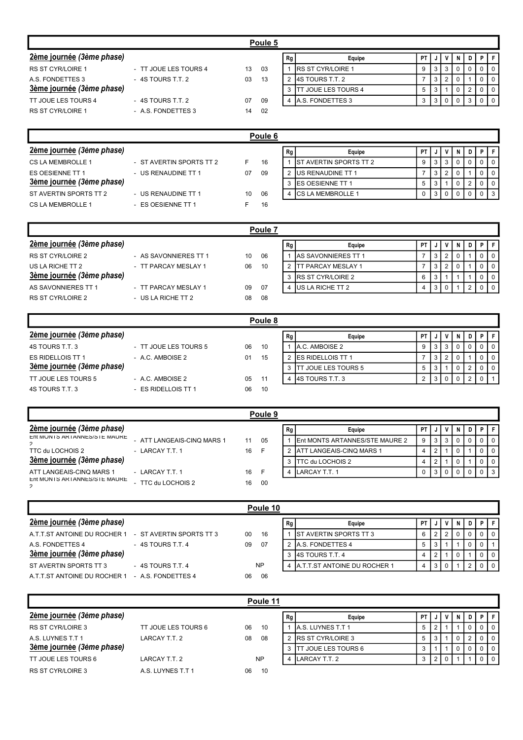## Poule 5

**2ème journée** *(3ème phase)*

| | | | |
|---|---|---|---|
| RS ST CYR/LOIRE 1 | - TT JOUE LES TOURS 4 | 13 | 03 |
| A.S. FONDETTES 3 | - 4S TOURS T.T. 2 | 03 | 13 |

**3ème journée** *(3ème phase)*

| | | | |
|---|---|---|---|
| TT JOUE LES TOURS 4 | - 4S TOURS T.T. 2 | 07 | 09 |
| RS ST CYR/LOIRE 1 | - A.S. FONDETTES 3 | 14 | 02 |

| Rg | Equipe | PT | J | V | N | D | P | F |
|---|---|---|---|---|---|---|---|---|
| 1 | RS ST CYR/LOIRE 1 | 9 | 3 | 3 | 0 | 0 | 0 | 0 |
| 2 | 4S TOURS T.T. 2 | 7 | 3 | 2 | 0 | 1 | 0 | 0 |
| 3 | TT JOUE LES TOURS 4 | 5 | 3 | 1 | 0 | 2 | 0 | 0 |
| 4 | A.S. FONDETTES 3 | 3 | 3 | 0 | 0 | 3 | 0 | 0 |

## Poule 6

**2ème journée** *(3ème phase)*

| | | | |
|---|---|---|---|
| CS LA MEMBROLLE 1 | - ST AVERTIN SPORTS TT 2 | F | 16 |
| ES OESIENNE TT 1 | - US RENAUDINE TT 1 | 07 | 09 |

**3ème journée** *(3ème phase)*

| | | | |
|---|---|---|---|
| ST AVERTIN SPORTS TT 2 | - US RENAUDINE TT 1 | 10 | 06 |
| CS LA MEMBROLLE 1 | - ES OESIENNE TT 1 | F | 16 |

| Rg | Equipe | PT | J | V | N | D | P | F |
|---|---|---|---|---|---|---|---|---|
| 1 | ST AVERTIN SPORTS TT 2 | 9 | 3 | 3 | 0 | 0 | 0 | 0 |
| 2 | US RENAUDINE TT 1 | 7 | 3 | 2 | 0 | 1 | 0 | 0 |
| 3 | ES OESIENNE TT 1 | 5 | 3 | 1 | 0 | 2 | 0 | 0 |
| 4 | CS LA MEMBROLLE 1 | 0 | 3 | 0 | 0 | 0 | 0 | 3 |

## Poule 7

**2ème journée** *(3ème phase)*

| | | | |
|---|---|---|---|
| RS ST CYR/LOIRE 2 | - AS SAVONNIERES TT 1 | 10 | 06 |
| US LA RICHE TT 2 | - TT PARCAY MESLAY 1 | 06 | 10 |

**3ème journée** *(3ème phase)*

| | | | |
|---|---|---|---|
| AS SAVONNIERES TT 1 | - TT PARCAY MESLAY 1 | 09 | 07 |
| RS ST CYR/LOIRE 2 | - US LA RICHE TT 2 | 08 | 08 |

| Rg | Equipe | PT | J | V | N | D | P | F |
|---|---|---|---|---|---|---|---|---|
| 1 | AS SAVONNIERES TT 1 | 7 | 3 | 2 | 0 | 1 | 0 | 0 |
| 2 | TT PARCAY MESLAY 1 | 7 | 3 | 2 | 0 | 1 | 0 | 0 |
| 3 | RS ST CYR/LOIRE 2 | 6 | 3 | 1 | 1 | 1 | 0 | 0 |
| 4 | US LA RICHE TT 2 | 4 | 3 | 0 | 1 | 2 | 0 | 0 |

## Poule 8

**2ème journée** *(3ème phase)*

| | | | |
|---|---|---|---|
| 4S TOURS T.T. 3 | - TT JOUE LES TOURS 5 | 06 | 10 |
| ES RIDELLOIS TT 1 | - A.C. AMBOISE 2 | 01 | 15 |

**3ème journée** *(3ème phase)*

| | | | |
|---|---|---|---|
| TT JOUE LES TOURS 5 | - A.C. AMBOISE 2 | 05 | 11 |
| 4S TOURS T.T. 3 | - ES RIDELLOIS TT 1 | 06 | 10 |

| Rg | Equipe | PT | J | V | N | D | P | F |
|---|---|---|---|---|---|---|---|---|
| 1 | A.C. AMBOISE 2 | 9 | 3 | 3 | 0 | 0 | 0 | 0 |
| 2 | ES RIDELLOIS TT 1 | 7 | 3 | 2 | 0 | 1 | 0 | 0 |
| 3 | TT JOUE LES TOURS 5 | 5 | 3 | 1 | 0 | 2 | 0 | 0 |
| 4 | 4S TOURS T.T. 3 | 2 | 3 | 0 | 0 | 2 | 0 | 1 |

## Poule 9

**2ème journée** *(3ème phase)*

| | | | |
|---|---|---|---|
| Ent MONTS ARTANNES/STE MAURE 2 | - ATT LANGEAIS-CINQ MARS 1 | 11 | 05 |
| TTC du LOCHOIS 2 | - LARCAY T.T. 1 | 16 | F |

**3ème journée** *(3ème phase)*

| | | | |
|---|---|---|---|
| ATT LANGEAIS-CINQ MARS 1 | - LARCAY T.T. 1 | 16 | F |
| Ent MONTS ARTANNES/STE MAURE 2 | - TTC du LOCHOIS 2 | 16 | 00 |

| Rg | Equipe | PT | J | V | N | D | P | F |
|---|---|---|---|---|---|---|---|---|
| 1 | Ent MONTS ARTANNES/STE MAURE 2 | 9 | 3 | 3 | 0 | 0 | 0 | 0 |
| 2 | ATT LANGEAIS-CINQ MARS 1 | 4 | 2 | 1 | 0 | 1 | 0 | 0 |
| 3 | TTC du LOCHOIS 2 | 4 | 2 | 1 | 0 | 1 | 0 | 0 |
| 4 | LARCAY T.T. 1 | 0 | 3 | 0 | 0 | 0 | 0 | 3 |

## Poule 10

**2ème journée** *(3ème phase)*

| | | | |
|---|---|---|---|
| A.T.T.ST ANTOINE DU ROCHER 1 | - ST AVERTIN SPORTS TT 3 | 00 | 16 |
| A.S. FONDETTES 4 | - 4S TOURS T.T. 4 | 09 | 07 |

**3ème journée** *(3ème phase)*

| | | | |
|---|---|---|---|
| ST AVERTIN SPORTS TT 3 | - 4S TOURS T.T. 4 | | NP |
| A.T.T.ST ANTOINE DU ROCHER 1 | - A.S. FONDETTES 4 | 06 | 06 |

| Rg | Equipe | PT | J | V | N | D | P | F |
|---|---|---|---|---|---|---|---|---|
| 1 | ST AVERTIN SPORTS TT 3 | 6 | 2 | 2 | 0 | 0 | 0 | 0 |
| 2 | A.S. FONDETTES 4 | 5 | 3 | 1 | 1 | 0 | 0 | 1 |
| 3 | 4S TOURS T.T. 4 | 4 | 2 | 1 | 0 | 1 | 0 | 0 |
| 4 | A.T.T.ST ANTOINE DU ROCHER 1 | 4 | 3 | 0 | 1 | 2 | 0 | 0 |

## Poule 11

**2ème journée** *(3ème phase)*

| | | | |
|---|---|---|---|
| RS ST CYR/LOIRE 3 | TT JOUE LES TOURS 6 | 06 | 10 |
| A.S. LUYNES T.T 1 | LARCAY T.T. 2 | 08 | 08 |

**3ème journée** *(3ème phase)*

| | | | |
|---|---|---|---|
| TT JOUE LES TOURS 6 | LARCAY T.T. 2 | | NP |
| RS ST CYR/LOIRE 3 | A.S. LUYNES T.T 1 | 06 | 10 |

| Rg | Equipe | PT | J | V | N | D | P | F |
|---|---|---|---|---|---|---|---|---|
| 1 | A.S. LUYNES T.T 1 | 5 | 2 | 1 | 1 | 0 | 0 | 0 |
| 2 | RS ST CYR/LOIRE 3 | 5 | 3 | 1 | 0 | 2 | 0 | 0 |
| 3 | TT JOUE LES TOURS 6 | 3 | 1 | 1 | 0 | 0 | 0 | 0 |
| 4 | LARCAY T.T. 2 | 3 | 2 | 0 | 1 | 1 | 0 | 0 |